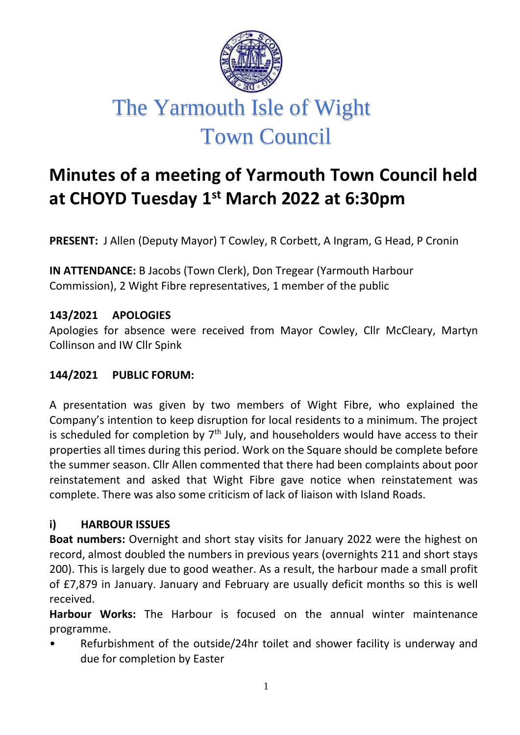# The Yarmouth Isle of Wight Town Council

## Minutes of a meeting of Yarmouth Town Council held at CHOYD Tuesday 1st March 2022 at 6:30pm

**PRESENT:** J Allen (Deputy Mayor) T Cowley, R Corbett, A Ingram, G Head, P Cronin

**IN ATTENDANCE:** B Jacobs (Town Clerk), Don Tregear (Yarmouth Harbour Commission), 2 Wight Fibre representatives, 1 member of the public

### 143/2021 APOLOGIES

Apologies for absence were received from Mayor Cowley, Cllr McCleary, Martyn Collinson and IW Cllr Spink

### 144/2021 PUBLIC FORUM:

A presentation was given by two members of Wight Fibre, who explained the Company's intention to keep disruption for local residents to a minimum. The project is scheduled for completion by 7th July, and householders would have access to their properties all times during this period. Work on the Square should be complete before the summer season. Cllr Allen commented that there had been complaints about poor reinstatement and asked that Wight Fibre gave notice when reinstatement was complete. There was also some criticism of lack of liaison with Island Roads.

### i) HARBOUR ISSUES

**Boat numbers:** Overnight and short stay visits for January 2022 were the highest on record, almost doubled the numbers in previous years (overnights 211 and short stays 200). This is largely due to good weather. As a result, the harbour made a small profit of £7,879 in January. January and February are usually deficit months so this is well received.

**Harbour Works:** The Harbour is focused on the annual winter maintenance programme.

- Refurbishment of the outside/24hr toilet and shower facility is underway and due for completion by Easter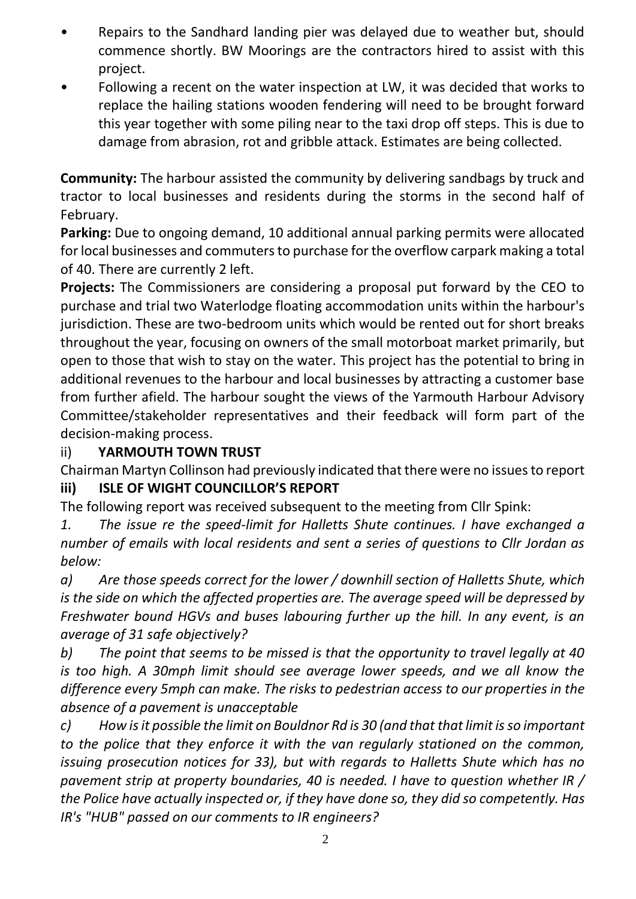- Repairs to the Sandhard landing pier was delayed due to weather but, should commence shortly. BW Moorings are the contractors hired to assist with this project.
- Following a recent on the water inspection at LW, it was decided that works to replace the hailing stations wooden fendering will need to be brought forward this year together with some piling near to the taxi drop off steps. This is due to damage from abrasion, rot and gribble attack. Estimates are being collected.

**Community:** The harbour assisted the community by delivering sandbags by truck and tractor to local businesses and residents during the storms in the second half of February.

**Parking:** Due to ongoing demand, 10 additional annual parking permits were allocated for local businesses and commuters to purchase for the overflow carpark making a total of 40. There are currently 2 left.

**Projects:** The Commissioners are considering a proposal put forward by the CEO to purchase and trial two Waterlodge floating accommodation units within the harbour's jurisdiction. These are two-bedroom units which would be rented out for short breaks throughout the year, focusing on owners of the small motorboat market primarily, but open to those that wish to stay on the water. This project has the potential to bring in additional revenues to the harbour and local businesses by attracting a customer base from further afield. The harbour sought the views of the Yarmouth Harbour Advisory Committee/stakeholder representatives and their feedback will form part of the decision-making process.

## ii) YARMOUTH TOWN TRUST

Chairman Martyn Collinson had previously indicated that there were no issues to report

## iii) ISLE OF WIGHT COUNCILLOR'S REPORT

The following report was received subsequent to the meeting from Cllr Spink:

*1. The issue re the speed-limit for Halletts Shute continues. I have exchanged a number of emails with local residents and sent a series of questions to Cllr Jordan as below:*

*a) Are those speeds correct for the lower / downhill section of Halletts Shute, which is the side on which the affected properties are. The average speed will be depressed by Freshwater bound HGVs and buses labouring further up the hill. In any event, is an average of 31 safe objectively?*

*b) The point that seems to be missed is that the opportunity to travel legally at 40 is too high. A 30mph limit should see average lower speeds, and we all know the difference every 5mph can make. The risks to pedestrian access to our properties in the absence of a pavement is unacceptable*

*c) How is it possible the limit on Bouldnor Rd is 30 (and that that limit is so important to the police that they enforce it with the van regularly stationed on the common, issuing prosecution notices for 33), but with regards to Halletts Shute which has no pavement strip at property boundaries, 40 is needed. I have to question whether IR / the Police have actually inspected or, if they have done so, they did so competently. Has IR's "HUB" passed on our comments to IR engineers?*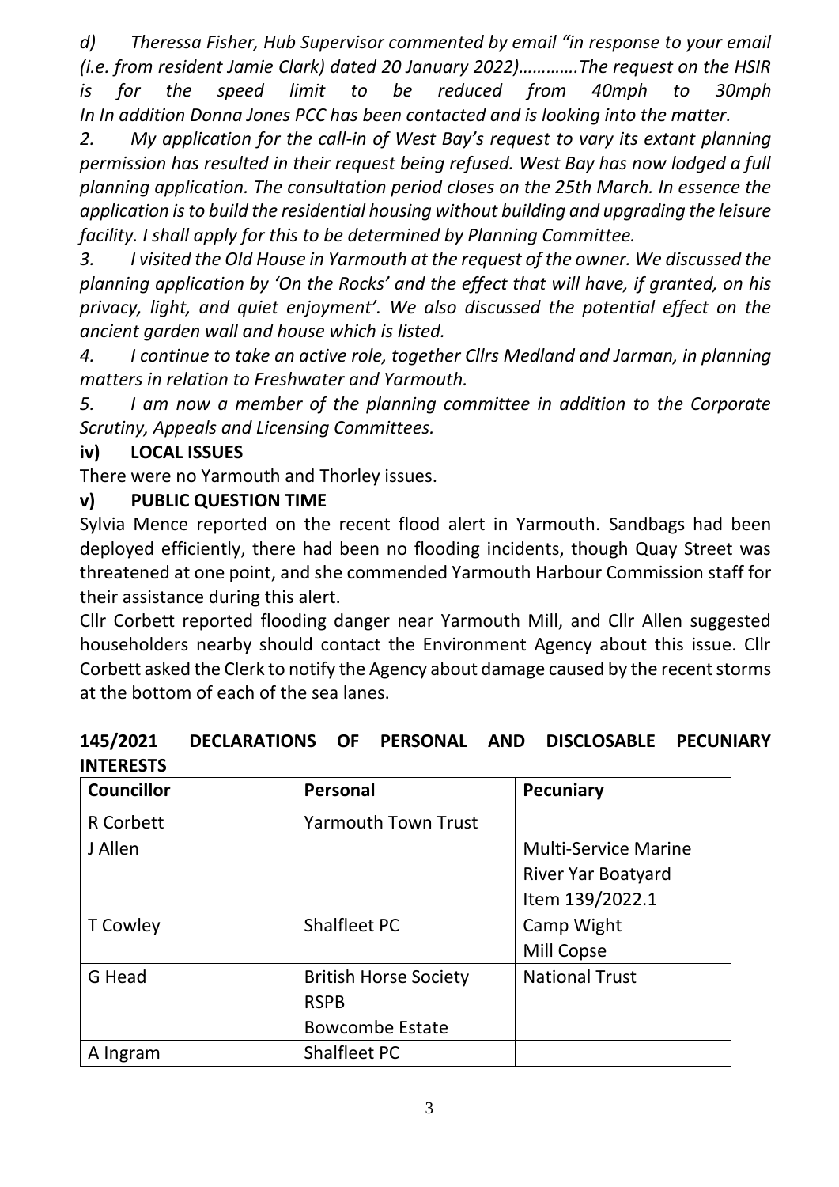*d) Theressa Fisher, Hub Supervisor commented by email "in response to your email (i.e. from resident Jamie Clark) dated 20 January 2022)…………The request on the HSIR is for the speed limit to be reduced from 40mph to 30mph In In addition Donna Jones PCC has been contacted and is looking into the matter.*

*2. My application for the call-in of West Bay's request to vary its extant planning permission has resulted in their request being refused. West Bay has now lodged a full planning application. The consultation period closes on the 25th March. In essence the application is to build the residential housing without building and upgrading the leisure facility. I shall apply for this to be determined by Planning Committee.*

*3. I visited the Old House in Yarmouth at the request of the owner. We discussed the planning application by 'On the Rocks' and the effect that will have, if granted, on his privacy, light, and quiet enjoyment'. We also discussed the potential effect on the ancient garden wall and house which is listed.*

*4. I continue to take an active role, together Cllrs Medland and Jarman, in planning matters in relation to Freshwater and Yarmouth.*

*5. I am now a member of the planning committee in addition to the Corporate Scrutiny, Appeals and Licensing Committees.*

**iv) LOCAL ISSUES**

There were no Yarmouth and Thorley issues.

**v) PUBLIC QUESTION TIME**

Sylvia Mence reported on the recent flood alert in Yarmouth. Sandbags had been deployed efficiently, there had been no flooding incidents, though Quay Street was threatened at one point, and she commended Yarmouth Harbour Commission staff for their assistance during this alert.

Cllr Corbett reported flooding danger near Yarmouth Mill, and Cllr Allen suggested householders nearby should contact the Environment Agency about this issue. Cllr Corbett asked the Clerk to notify the Agency about damage caused by the recent storms at the bottom of each of the sea lanes.

**145/2021 DECLARATIONS OF PERSONAL AND DISCLOSABLE PECUNIARY INTERESTS**

| Councillor | Personal | Pecuniary |
|---|---|---|
| R Corbett | Yarmouth Town Trust | |
| J Allen | | Multi-Service Marine<br>River Yar Boatyard<br>Item 139/2022.1 |
| T Cowley | Shalfleet PC | Camp Wight<br>Mill Copse |
| G Head | British Horse Society<br>RSPB<br>Bowcombe Estate | National Trust |
| A Ingram | Shalfleet PC | |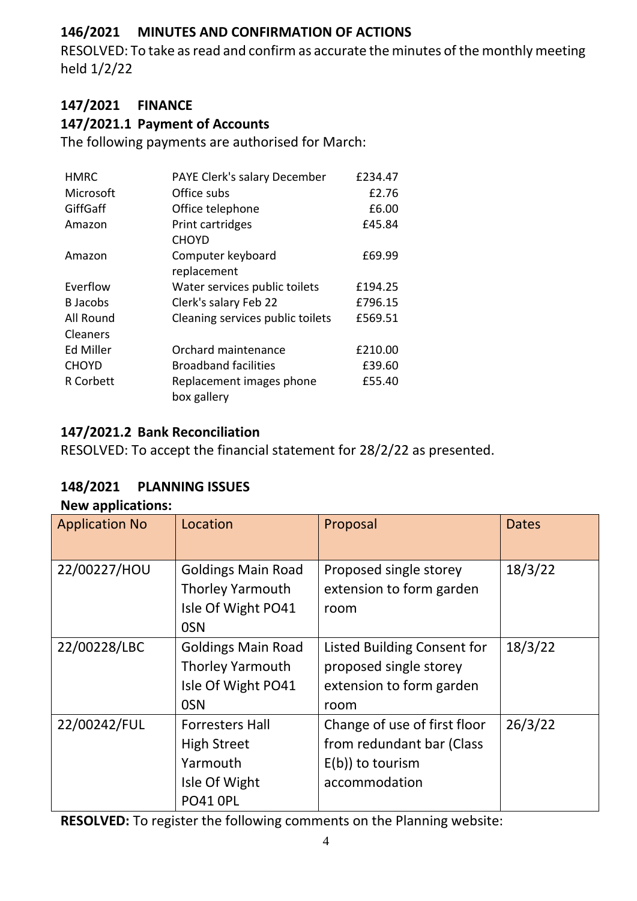### 146/2021 MINUTES AND CONFIRMATION OF ACTIONS

RESOLVED: To take as read and confirm as accurate the minutes of the monthly meeting held 1/2/22

### 147/2021 FINANCE

#### 147/2021.1 Payment of Accounts

The following payments are authorised for March:

| | | |
|---|---|---|
| HMRC | PAYE Clerk's salary December | £234.47 |
| Microsoft | Office subs | £2.76 |
| GiffGaff | Office telephone | £6.00 |
| Amazon | Print cartridges CHOYD | £45.84 |
| Amazon | Computer keyboard replacement | £69.99 |
| Everflow | Water services public toilets | £194.25 |
| B Jacobs | Clerk's salary Feb 22 | £796.15 |
| All Round Cleaners | Cleaning services public toilets | £569.51 |
| Ed Miller | Orchard maintenance | £210.00 |
| CHOYD | Broadband facilities | £39.60 |
| R Corbett | Replacement images phone box gallery | £55.40 |

#### 147/2021.2 Bank Reconciliation

RESOLVED: To accept the financial statement for 28/2/22 as presented.

### 148/2021 PLANNING ISSUES

**New applications:**

| Application No | Location | Proposal | Dates |
|---|---|---|---|
| 22/00227/HOU | Goldings Main Road Thorley Yarmouth Isle Of Wight PO41 0SN | Proposed single storey extension to form garden room | 18/3/22 |
| 22/00228/LBC | Goldings Main Road Thorley Yarmouth Isle Of Wight PO41 0SN | Listed Building Consent for proposed single storey extension to form garden room | 18/3/22 |
| 22/00242/FUL | Forresters Hall High Street Yarmouth Isle Of Wight PO41 0PL | Change of use of first floor from redundant bar (Class E(b)) to tourism accommodation | 26/3/22 |

**RESOLVED:** To register the following comments on the Planning website: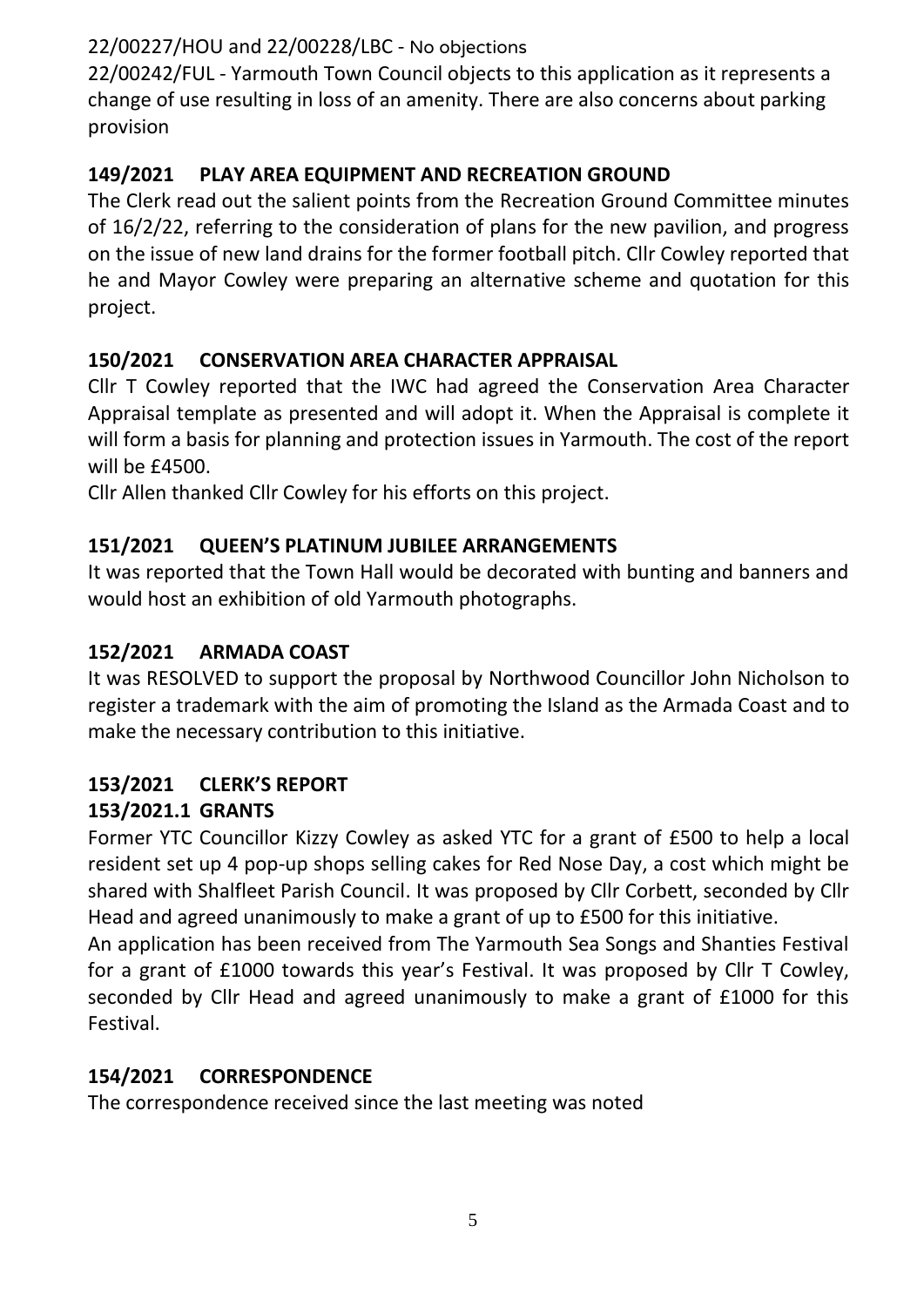22/00227/HOU and 22/00228/LBC - No objections

22/00242/FUL - Yarmouth Town Council objects to this application as it represents a change of use resulting in loss of an amenity. There are also concerns about parking provision

**149/2021 PLAY AREA EQUIPMENT AND RECREATION GROUND**

The Clerk read out the salient points from the Recreation Ground Committee minutes of 16/2/22, referring to the consideration of plans for the new pavilion, and progress on the issue of new land drains for the former football pitch. Cllr Cowley reported that he and Mayor Cowley were preparing an alternative scheme and quotation for this project.

**150/2021 CONSERVATION AREA CHARACTER APPRAISAL**

Cllr T Cowley reported that the IWC had agreed the Conservation Area Character Appraisal template as presented and will adopt it. When the Appraisal is complete it will form a basis for planning and protection issues in Yarmouth. The cost of the report will be £4500.

Cllr Allen thanked Cllr Cowley for his efforts on this project.

**151/2021 QUEEN'S PLATINUM JUBILEE ARRANGEMENTS**

It was reported that the Town Hall would be decorated with bunting and banners and would host an exhibition of old Yarmouth photographs.

**152/2021 ARMADA COAST**

It was RESOLVED to support the proposal by Northwood Councillor John Nicholson to register a trademark with the aim of promoting the Island as the Armada Coast and to make the necessary contribution to this initiative.

**153/2021 CLERK'S REPORT**

**153/2021.1 GRANTS**

Former YTC Councillor Kizzy Cowley as asked YTC for a grant of £500 to help a local resident set up 4 pop-up shops selling cakes for Red Nose Day, a cost which might be shared with Shalfleet Parish Council. It was proposed by Cllr Corbett, seconded by Cllr Head and agreed unanimously to make a grant of up to £500 for this initiative.

An application has been received from The Yarmouth Sea Songs and Shanties Festival for a grant of £1000 towards this year's Festival. It was proposed by Cllr T Cowley, seconded by Cllr Head and agreed unanimously to make a grant of £1000 for this Festival.

**154/2021 CORRESPONDENCE**

The correspondence received since the last meeting was noted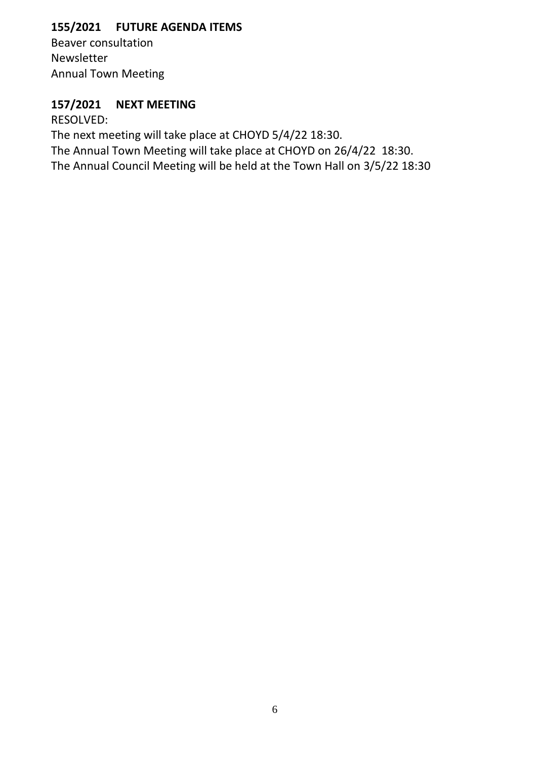**155/2021 FUTURE AGENDA ITEMS**

Beaver consultation
Newsletter
Annual Town Meeting

**157/2021 NEXT MEETING**

RESOLVED:
The next meeting will take place at CHOYD 5/4/22 18:30.
The Annual Town Meeting will take place at CHOYD on 26/4/22 18:30.
The Annual Council Meeting will be held at the Town Hall on 3/5/22 18:30